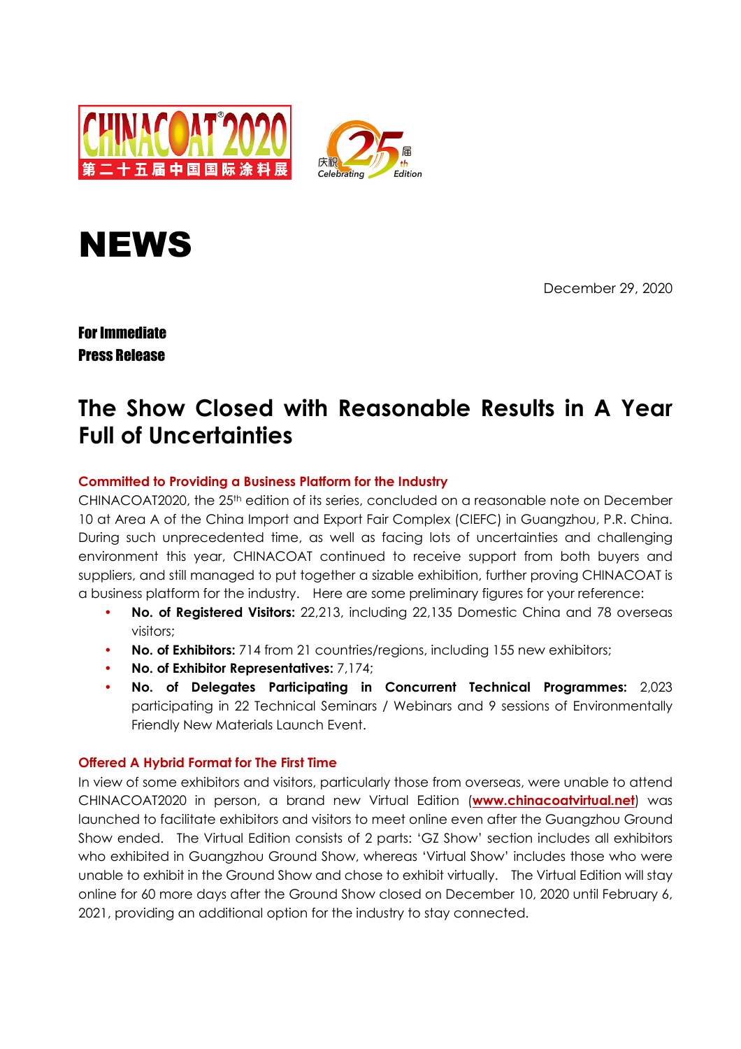# NEWS

December 29, 2020

**For Immediate**
**Press Release**

## The Show Closed with Reasonable Results in A Year Full of Uncertainties

### Committed to Providing a Business Platform for the Industry

CHINACOAT2020, the 25th edition of its series, concluded on a reasonable note on December 10 at Area A of the China Import and Export Fair Complex (CIEFC) in Guangzhou, P.R. China. During such unprecedented time, as well as facing lots of uncertainties and challenging environment this year, CHINACOAT continued to receive support from both buyers and suppliers, and still managed to put together a sizable exhibition, further proving CHINACOAT is a business platform for the industry. Here are some preliminary figures for your reference:

- **No. of Registered Visitors:** 22,213, including 22,135 Domestic China and 78 overseas visitors;
- **No. of Exhibitors:** 714 from 21 countries/regions, including 155 new exhibitors;
- **No. of Exhibitor Representatives:** 7,174;
- **No. of Delegates Participating in Concurrent Technical Programmes:** 2,023 participating in 22 Technical Seminars / Webinars and 9 sessions of Environmentally Friendly New Materials Launch Event.

### Offered A Hybrid Format for The First Time

In view of some exhibitors and visitors, particularly those from overseas, were unable to attend CHINACOAT2020 in person, a brand new Virtual Edition (**www.chinacoatvirtual.net**) was launched to facilitate exhibitors and visitors to meet online even after the Guangzhou Ground Show ended. The Virtual Edition consists of 2 parts: 'GZ Show' section includes all exhibitors who exhibited in Guangzhou Ground Show, whereas 'Virtual Show' includes those who were unable to exhibit in the Ground Show and chose to exhibit virtually. The Virtual Edition will stay online for 60 more days after the Ground Show closed on December 10, 2020 until February 6, 2021, providing an additional option for the industry to stay connected.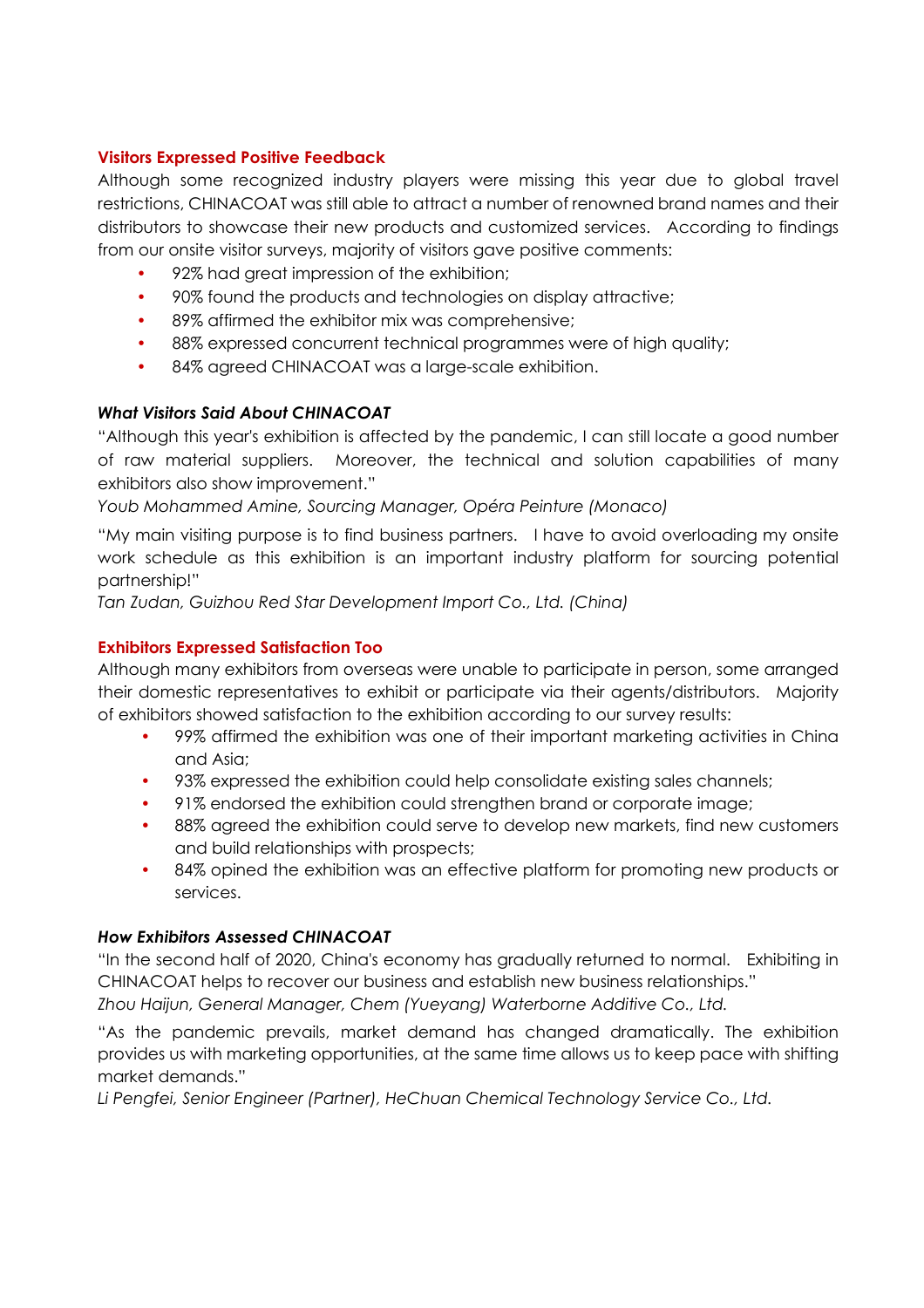## Visitors Expressed Positive Feedback

Although some recognized industry players were missing this year due to global travel restrictions, CHINACOAT was still able to attract a number of renowned brand names and their distributors to showcase their new products and customized services. According to findings from our onsite visitor surveys, majority of visitors gave positive comments:

- 92% had great impression of the exhibition;
- 90% found the products and technologies on display attractive;
- 89% affirmed the exhibitor mix was comprehensive;
- 88% expressed concurrent technical programmes were of high quality;
- 84% agreed CHINACOAT was a large-scale exhibition.

### *What Visitors Said About CHINACOAT*

"Although this year's exhibition is affected by the pandemic, I can still locate a good number of raw material suppliers. Moreover, the technical and solution capabilities of many exhibitors also show improvement."
*Youb Mohammed Amine, Sourcing Manager, Opéra Peinture (Monaco)*

"My main visiting purpose is to find business partners. I have to avoid overloading my onsite work schedule as this exhibition is an important industry platform for sourcing potential partnership!"
*Tan Zudan, Guizhou Red Star Development Import Co., Ltd. (China)*

## Exhibitors Expressed Satisfaction Too

Although many exhibitors from overseas were unable to participate in person, some arranged their domestic representatives to exhibit or participate via their agents/distributors. Majority of exhibitors showed satisfaction to the exhibition according to our survey results:

- 99% affirmed the exhibition was one of their important marketing activities in China and Asia;
- 93% expressed the exhibition could help consolidate existing sales channels;
- 91% endorsed the exhibition could strengthen brand or corporate image;
- 88% agreed the exhibition could serve to develop new markets, find new customers and build relationships with prospects;
- 84% opined the exhibition was an effective platform for promoting new products or services.

### *How Exhibitors Assessed CHINACOAT*

"In the second half of 2020, China's economy has gradually returned to normal. Exhibiting in CHINACOAT helps to recover our business and establish new business relationships."
*Zhou Haijun, General Manager, Chem (Yueyang) Waterborne Additive Co., Ltd.*

"As the pandemic prevails, market demand has changed dramatically. The exhibition provides us with marketing opportunities, at the same time allows us to keep pace with shifting market demands."
*Li Pengfei, Senior Engineer (Partner), HeChuan Chemical Technology Service Co., Ltd.*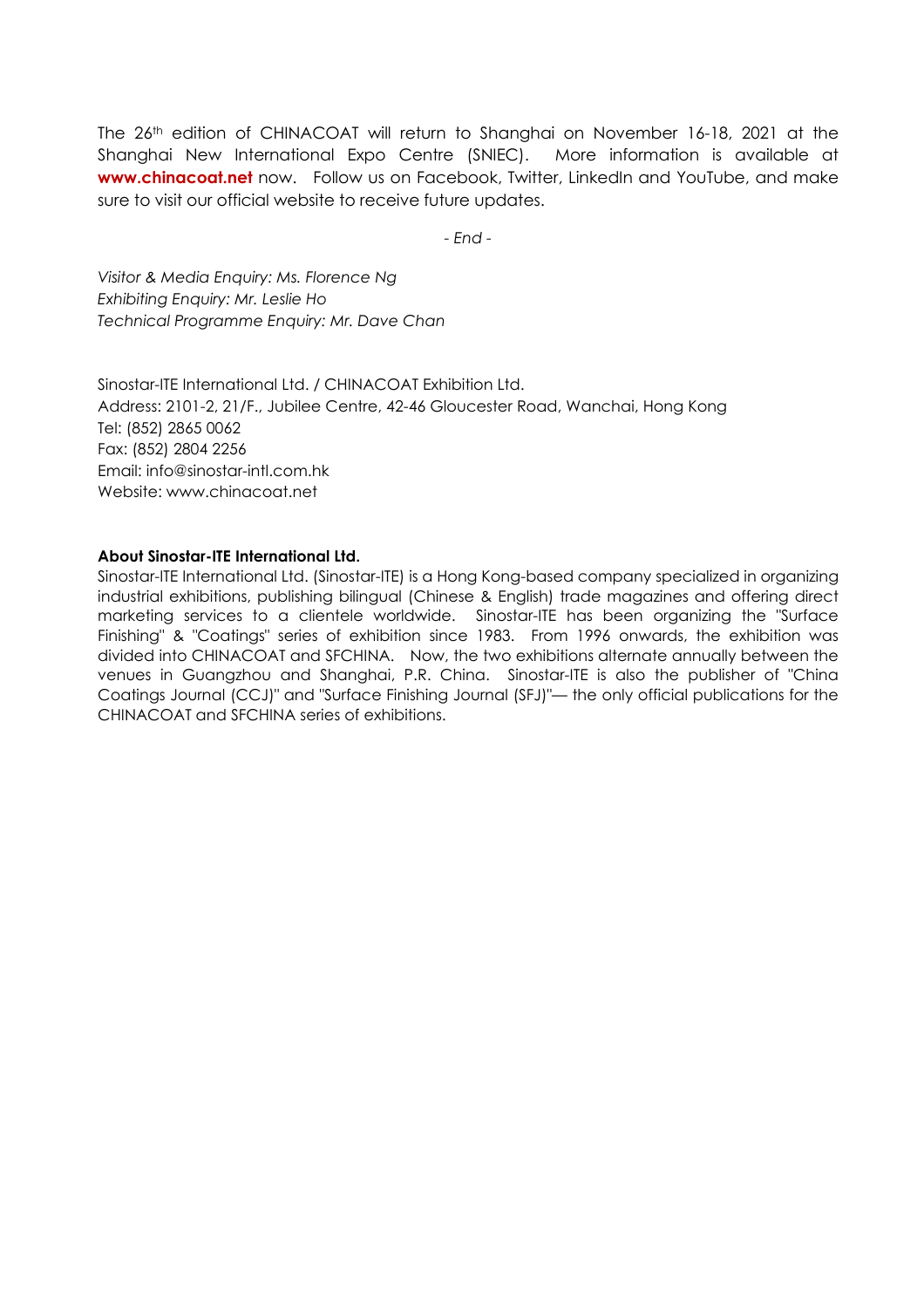The 26th edition of CHINACOAT will return to Shanghai on November 16-18, 2021 at the Shanghai New International Expo Centre (SNIEC). More information is available at **www.chinacoat.net** now. Follow us on Facebook, Twitter, LinkedIn and YouTube, and make sure to visit our official website to receive future updates.

*- End -*

*Visitor & Media Enquiry: Ms. Florence Ng*
*Exhibiting Enquiry: Mr. Leslie Ho*
*Technical Programme Enquiry: Mr. Dave Chan*

Sinostar-ITE International Ltd. / CHINACOAT Exhibition Ltd.
Address: 2101-2, 21/F., Jubilee Centre, 42-46 Gloucester Road, Wanchai, Hong Kong
Tel: (852) 2865 0062
Fax: (852) 2804 2256
Email: info@sinostar-intl.com.hk
Website: www.chinacoat.net

**About Sinostar-ITE International Ltd.**

Sinostar-ITE International Ltd. (Sinostar-ITE) is a Hong Kong-based company specialized in organizing industrial exhibitions, publishing bilingual (Chinese & English) trade magazines and offering direct marketing services to a clientele worldwide. Sinostar-ITE has been organizing the "Surface Finishing" & "Coatings" series of exhibition since 1983. From 1996 onwards, the exhibition was divided into CHINACOAT and SFCHINA. Now, the two exhibitions alternate annually between the venues in Guangzhou and Shanghai, P.R. China. Sinostar-ITE is also the publisher of "China Coatings Journal (CCJ)" and "Surface Finishing Journal (SFJ)"— the only official publications for the CHINACOAT and SFCHINA series of exhibitions.